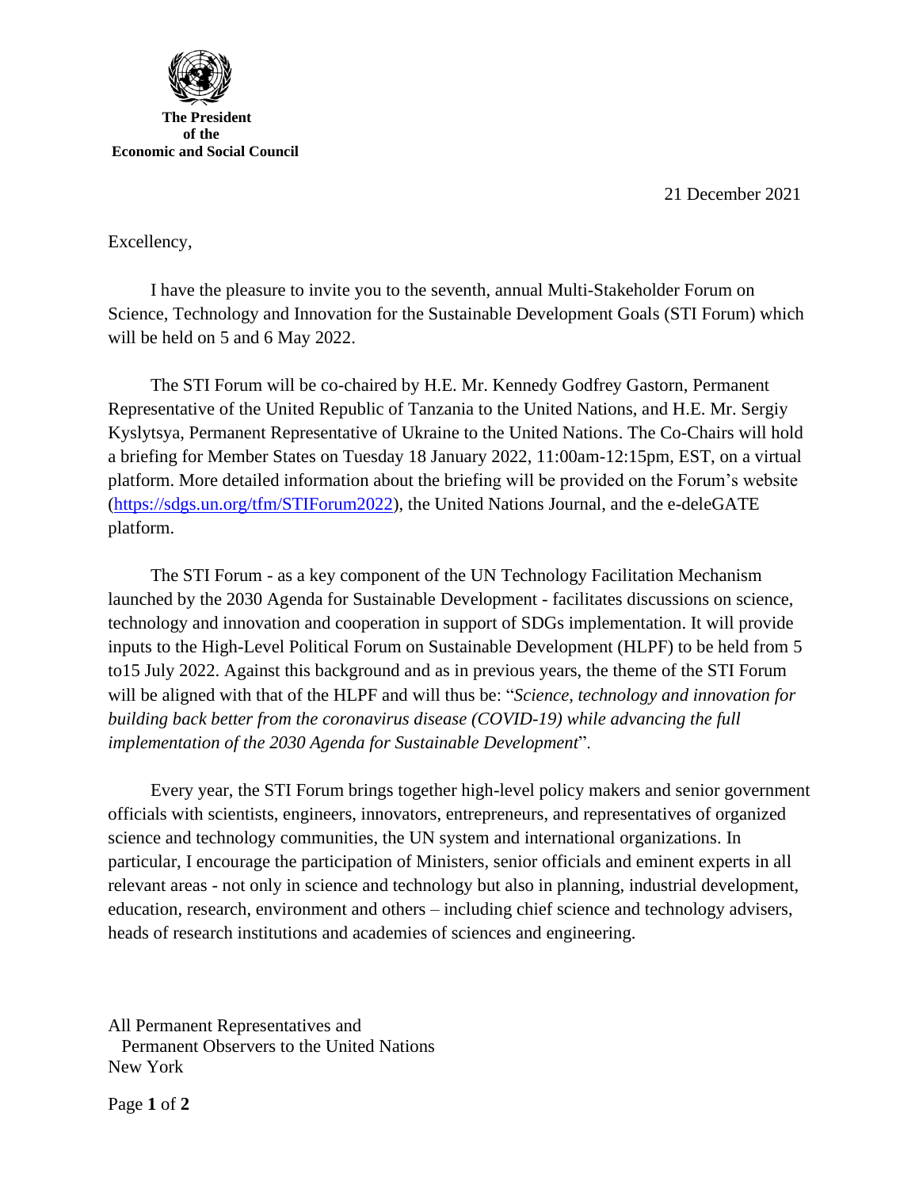**The President**
**of the**
**Economic and Social Council**

21 December 2021

Excellency,

I have the pleasure to invite you to the seventh, annual Multi-Stakeholder Forum on Science, Technology and Innovation for the Sustainable Development Goals (STI Forum) which will be held on 5 and 6 May 2022.

The STI Forum will be co-chaired by H.E. Mr. Kennedy Godfrey Gastorn, Permanent Representative of the United Republic of Tanzania to the United Nations, and H.E. Mr. Sergiy Kyslytsya, Permanent Representative of Ukraine to the United Nations. The Co-Chairs will hold a briefing for Member States on Tuesday 18 January 2022, 11:00am-12:15pm, EST, on a virtual platform. More detailed information about the briefing will be provided on the Forum's website (https://sdgs.un.org/tfm/STIForum2022), the United Nations Journal, and the e-deleGATE platform.

The STI Forum - as a key component of the UN Technology Facilitation Mechanism launched by the 2030 Agenda for Sustainable Development - facilitates discussions on science, technology and innovation and cooperation in support of SDGs implementation. It will provide inputs to the High-Level Political Forum on Sustainable Development (HLPF) to be held from 5 to15 July 2022. Against this background and as in previous years, the theme of the STI Forum will be aligned with that of the HLPF and will thus be: "*Science, technology and innovation for building back better from the coronavirus disease (COVID-19) while advancing the full implementation of the 2030 Agenda for Sustainable Development*".

Every year, the STI Forum brings together high-level policy makers and senior government officials with scientists, engineers, innovators, entrepreneurs, and representatives of organized science and technology communities, the UN system and international organizations. In particular, I encourage the participation of Ministers, senior officials and eminent experts in all relevant areas - not only in science and technology but also in planning, industrial development, education, research, environment and others – including chief science and technology advisers, heads of research institutions and academies of sciences and engineering.

All Permanent Representatives and
Permanent Observers to the United Nations
New York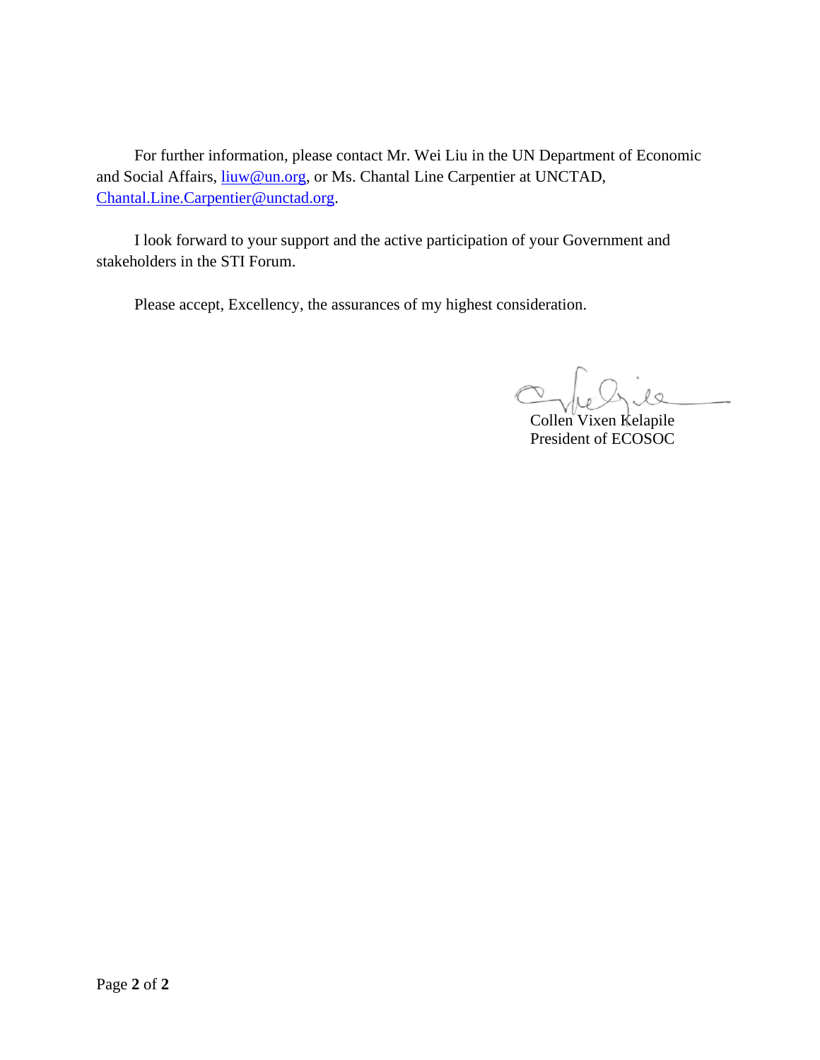For further information, please contact Mr. Wei Liu in the UN Department of Economic and Social Affairs, liuw@un.org, or Ms. Chantal Line Carpentier at UNCTAD, Chantal.Line.Carpentier@unctad.org.

I look forward to your support and the active participation of your Government and stakeholders in the STI Forum.

Please accept, Excellency, the assurances of my highest consideration.

Collen Vixen Kelapile
President of ECOSOC